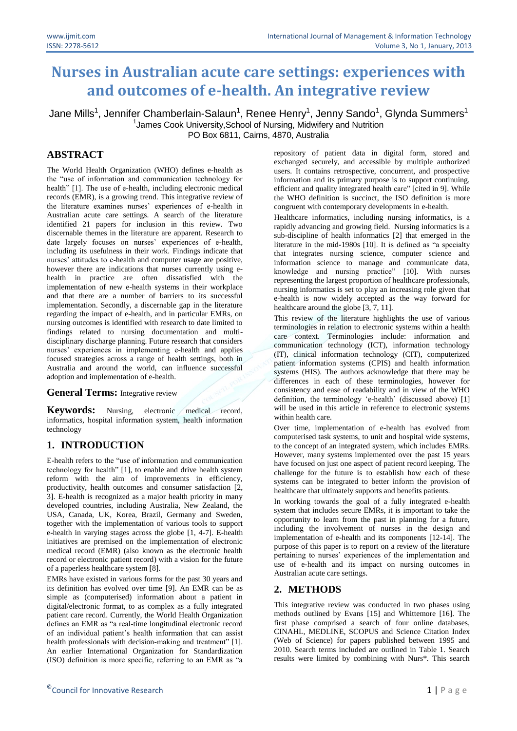# Nurses in Australian acute care settings: experiences with and outcomes of e-health. An integrative review

Jane Mills[1], Jennifer Chamberlain-Salaun[1], Renee Henry[1], Jenny Sando[1], Glynda Summers[1]

[1]James Cook University,School of Nursing, Midwifery and Nutrition
PO Box 6811, Cairns, 4870, Australia

## ABSTRACT

The World Health Organization (WHO) defines e-health as the "use of information and communication technology for health" [1]. The use of e-health, including electronic medical records (EMR), is a growing trend. This integrative review of the literature examines nurses' experiences of e-health in Australian acute care settings. A search of the literature identified 21 papers for inclusion in this review. Two discernable themes in the literature are apparent. Research to date largely focuses on nurses' experiences of e-health, including its usefulness in their work. Findings indicate that nurses' attitudes to e-health and computer usage are positive, however there are indications that nurses currently using e-health in practice are often dissatisfied with the implementation of new e-health systems in their workplace and that there are a number of barriers to its successful implementation. Secondly, a discernable gap in the literature regarding the impact of e-health, and in particular EMRs, on nursing outcomes is identified with research to date limited to findings related to nursing documentation and multi-disciplinary discharge planning. Future research that considers nurses' experiences in implementing e-health and applies focused strategies across a range of health settings, both in Australia and around the world, can influence successful adoption and implementation of e-health.

**General Terms:** Integrative review

**Keywords:** Nursing, electronic medical record, informatics, hospital information system, health information technology

## 1. INTRODUCTION

E-health refers to the "use of information and communication technology for health" [1], to enable and drive health system reform with the aim of improvements in efficiency, productivity, health outcomes and consumer satisfaction [2, 3]. E-health is recognized as a major health priority in many developed countries, including Australia, New Zealand, the USA, Canada, UK, Korea, Brazil, Germany and Sweden, together with the implementation of various tools to support e-health in varying stages across the globe [1, 4-7]. E-health initiatives are premised on the implementation of electronic medical record (EMR) (also known as the electronic health record or electronic patient record) with a vision for the future of a paperless healthcare system [8].

EMRs have existed in various forms for the past 30 years and its definition has evolved over time [9]. An EMR can be as simple as (computerised) information about a patient in digital/electronic format, to as complex as a fully integrated patient care record. Currently, the World Health Organization defines an EMR as "a real-time longitudinal electronic record of an individual patient's health information that can assist health professionals with decision-making and treatment" [1]. An earlier International Organization for Standardization (ISO) definition is more specific, referring to an EMR as "a repository of patient data in digital form, stored and exchanged securely, and accessible by multiple authorized users. It contains retrospective, concurrent, and prospective information and its primary purpose is to support continuing, efficient and quality integrated health care" [cited in 9]. While the WHO definition is succinct, the ISO definition is more congruent with contemporary developments in e-health.

Healthcare informatics, including nursing informatics, is a rapidly advancing and growing field. Nursing informatics is a sub-discipline of health informatics [2] that emerged in the literature in the mid-1980s [10]. It is defined as "a specialty that integrates nursing science, computer science and information science to manage and communicate data, knowledge and nursing practice" [10]. With nurses representing the largest proportion of healthcare professionals, nursing informatics is set to play an increasing role given that e-health is now widely accepted as the way forward for healthcare around the globe [3, 7, 11].

This review of the literature highlights the use of various terminologies in relation to electronic systems within a health care context. Terminologies include: information and communication technology (ICT), information technology (IT), clinical information technology (CIT), computerized patient information systems (CPIS) and health information systems (HIS). The authors acknowledge that there may be differences in each of these terminologies, however for consistency and ease of readability and in view of the WHO definition, the terminology 'e-health' (discussed above) [1] will be used in this article in reference to electronic systems within health care.

Over time, implementation of e-health has evolved from computerised task systems, to unit and hospital wide systems, to the concept of an integrated system, which includes EMRs. However, many systems implemented over the past 15 years have focused on just one aspect of patient record keeping. The challenge for the future is to establish how each of these systems can be integrated to better inform the provision of healthcare that ultimately supports and benefits patients.

In working towards the goal of a fully integrated e-health system that includes secure EMRs, it is important to take the opportunity to learn from the past in planning for a future, including the involvement of nurses in the design and implementation of e-health and its components [12-14]. The purpose of this paper is to report on a review of the literature pertaining to nurses' experiences of the implementation and use of e-health and its impact on nursing outcomes in Australian acute care settings.

## 2. METHODS

This integrative review was conducted in two phases using methods outlined by Evans [15] and Whittemore [16]. The first phase comprised a search of four online databases, CINAHL, MEDLINE, SCOPUS and Science Citation Index (Web of Science) for papers published between 1995 and 2010. Search terms included are outlined in Table 1. Search results were limited by combining with Nurs*. This search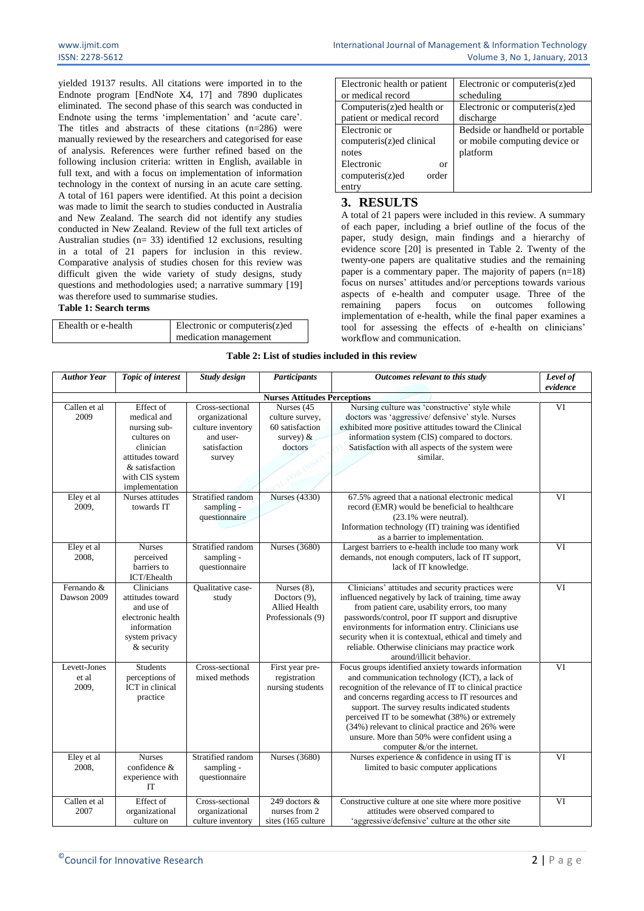yielded 19137 results. All citations were imported in to the Endnote program [EndNote X4, 17] and 7890 duplicates eliminated. The second phase of this search was conducted in Endnote using the terms 'implementation' and 'acute care'. The titles and abstracts of these citations (n=286) were manually reviewed by the researchers and categorised for ease of analysis. References were further refined based on the following inclusion criteria: written in English, available in full text, and with a focus on implementation of information technology in the context of nursing in an acute care setting. A total of 161 papers were identified. At this point a decision was made to limit the search to studies conducted in Australia and New Zealand. The search did not identify any studies conducted in New Zealand. Review of the full text articles of Australian studies (n= 33) identified 12 exclusions, resulting in a total of 21 papers for inclusion in this review. Comparative analysis of studies chosen for this review was difficult given the wide variety of study designs, study questions and methodologies used; a narrative summary [19] was therefore used to summarise studies.

**Table 1: Search terms**

| | |
|---|---|
| Ehealth or e-health | Electronic or computeris(z)ed medication management |
| Electronic health or patient or medical record | Electronic or computeris(z)ed scheduling |
| Computeris(z)ed health or patient or medical record | Electronic or computeris(z)ed discharge |
| Electronic or computeris(z)ed clinical notes<br>Electronic or computeris(z)ed order entry | Bedside or handheld or portable or mobile computing device or platform |

## 3. RESULTS

A total of 21 papers were included in this review. A summary of each paper, including a brief outline of the focus of the paper, study design, main findings and a hierarchy of evidence score [20] is presented in Table 2. Twenty of the twenty-one papers are qualitative studies and the remaining paper is a commentary paper. The majority of papers (n=18) focus on nurses' attitudes and/or perceptions towards various aspects of e-health and computer usage. Three of the remaining papers focus on outcomes following implementation of e-health, while the final paper examines a tool for assessing the effects of e-health on clinicians' workflow and communication.

**Table 2: List of studies included in this review**

| *Author Year* | *Topic of interest* | *Study design* | *Participants* | *Outcomes relevant to this study* | *Level of evidence* |
|---|---|---|---|---|---|
| **Nurses Attitudes Perceptions** | | | | | |
| Callen et al 2009 | Effect of medical and nursing sub-cultures on clinician attitudes toward & satisfaction with CIS system implementation | Cross-sectional organizational culture inventory and user-satisfaction survey | Nurses (45 culture survey, 60 satisfaction survey) & doctors | Nursing culture was 'constructive' style while doctors was 'aggressive/ defensive' style. Nurses exhibited more positive attitudes toward the Clinical information system (CIS) compared to doctors. Satisfaction with all aspects of the system were similar. | VI |
| Eley et al 2009, | Nurses attitudes towards IT | Stratified random sampling - questionnaire | Nurses (4330) | 67.5% agreed that a national electronic medical record (EMR) would be beneficial to healthcare (23.1% were neutral). Information technology (IT) training was identified as a barrier to implementation. | VI |
| Eley et al 2008, | Nurses perceived barriers to ICT/Ehealth | Stratified random sampling - questionnaire | Nurses (3680) | Largest barriers to e-health include too many work demands, not enough computers, lack of IT support, lack of IT knowledge. | VI |
| Fernando & Dawson 2009 | Clinicians attitudes toward and use of electronic health information system privacy & security | Qualitative case-study | Nurses (8), Doctors (9), Allied Health Professionals (9) | Clinicians' attitudes and security practices were influenced negatively by lack of training, time away from patient care, usability errors, too many passwords/control, poor IT support and disruptive environments for information entry. Clinicians use security when it is contextual, ethical and timely and reliable. Otherwise clinicians may practice work around/illicit behavior. | VI |
| Levett-Jones et al 2009, | Students perceptions of ICT in clinical practice | Cross-sectional mixed methods | First year pre-registration nursing students | Focus groups identified anxiety towards information and communication technology (ICT), a lack of recognition of the relevance of IT to clinical practice and concerns regarding access to IT resources and support. The survey results indicated students perceived IT to be somewhat (38%) or extremely (34%) relevant to clinical practice and 26% were unsure. More than 50% were confident using a computer &/or the internet. | VI |
| Eley et al 2008, | Nurses confidence & experience with IT | Stratified random sampling - questionnaire | Nurses (3680) | Nurses experience & confidence in using IT is limited to basic computer applications | VI |
| Callen et al 2007 | Effect of organizational culture on | Cross-sectional organizational culture inventory | 249 doctors & nurses from 2 sites (165 culture | Constructive culture at one site where more positive attitudes were observed compared to 'aggressive/defensive' culture at the other site | VI |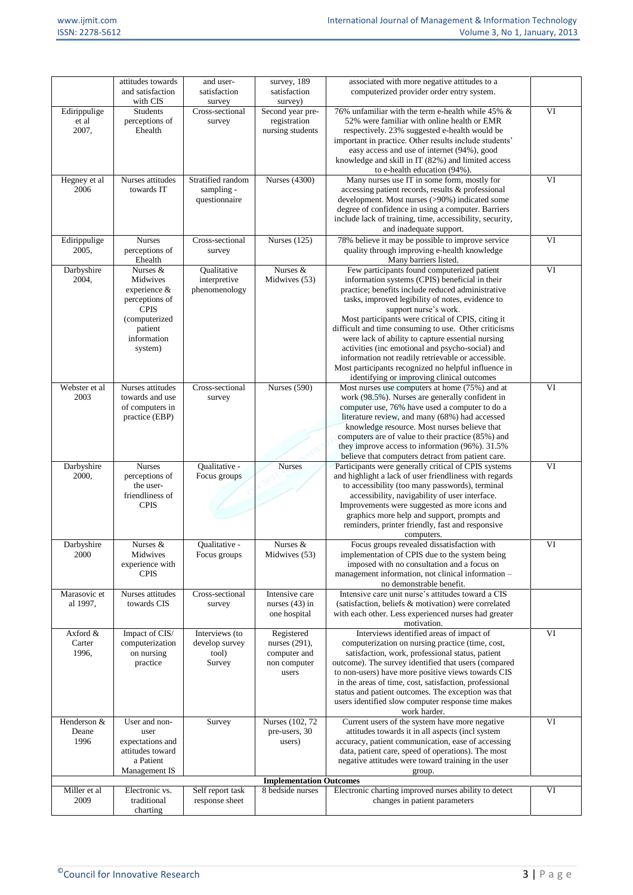| | attitudes towards and satisfaction with CIS | and user-satisfaction survey | survey, 189 satisfaction survey) | associated with more negative attitudes to a computerized provider order entry system. | |
|---|---|---|---|---|---|
| Edirippulige et al 2007, | Students perceptions of Ehealth | Cross-sectional survey | Second year pre-registration nursing students | 76% unfamiliar with the term e-health while 45% & 52% were familiar with online health or EMR respectively. 23% suggested e-health would be important in practice. Other results include students' easy access and use of internet (94%), good knowledge and skill in IT (82%) and limited access to e-health education (94%). | VI |
| Hegney et al 2006 | Nurses attitudes towards IT | Stratified random sampling - questionnaire | Nurses (4300) | Many nurses use IT in some form, mostly for accessing patient records, results & professional development. Most nurses (>90%) indicated some degree of confidence in using a computer. Barriers include lack of training, time, accessibility, security, and inadequate support. | VI |
| Edirippulige 2005, | Nurses perceptions of Ehealth | Cross-sectional survey | Nurses (125) | 78% believe it may be possible to improve service quality through improving e-health knowledge Many barriers listed. | VI |
| Darbyshire 2004, | Nurses & Midwives experience & perceptions of CPIS (computerized patient information system) | Qualitative interpretive phenomenology | Nurses & Midwives (53) | Few participants found computerized patient information systems (CPIS) beneficial in their practice; benefits include reduced administrative tasks, improved legibility of notes, evidence to support nurse's work. Most participants were critical of CPIS, citing it difficult and time consuming to use. Other criticisms were lack of ability to capture essential nursing activities (inc emotional and psycho-social) and information not readily retrievable or accessible. Most participants recognized no helpful influence in identifying or improving clinical outcomes | VI |
| Webster et al 2003 | Nurses attitudes towards and use of computers in practice (EBP) | Cross-sectional survey | Nurses (590) | Most nurses use computers at home (75%) and at work (98.5%). Nurses are generally confident in computer use, 76% have used a computer to do a literature review, and many (68%) had accessed knowledge resource. Most nurses believe that computers are of value to their practice (85%) and they improve access to information (96%). 31.5% believe that computers detract from patient care. | VI |
| Darbyshire 2000, | Nurses perceptions of the user-friendliness of CPIS | Qualitative - Focus groups | Nurses | Participants were generally critical of CPIS systems and highlight a lack of user friendliness with regards to accessibility (too many passwords), terminal accessibility, navigability of user interface. Improvements were suggested as more icons and graphics more help and support, prompts and reminders, printer friendly, fast and responsive computers. | VI |
| Darbyshire 2000 | Nurses & Midwives experience with CPIS | Qualitative - Focus groups | Nurses & Midwives (53) | Focus groups revealed dissatisfaction with implementation of CPIS due to the system being imposed with no consultation and a focus on management information, not clinical information – no demonstrable benefit. | VI |
| Marasovic et al 1997, | Nurses attitudes towards CIS | Cross-sectional survey | Intensive care nurses (43) in one hospital | Intensive care unit nurse's attitudes toward a CIS (satisfaction, beliefs & motivation) were correlated with each other. Less experienced nurses had greater motivation. | |
| Axford & Carter 1996, | Impact of CIS/ computerization on nursing practice | Interviews (to develop survey tool) Survey | Registered nurses (291), computer and non computer users | Interviews identified areas of impact of computerization on nursing practice (time, cost, satisfaction, work, professional status, patient outcome). The survey identified that users (compared to non-users) have more positive views towards CIS in the areas of time, cost, satisfaction, professional status and patient outcomes. The exception was that users identified slow computer response time makes work harder. | VI |
| Henderson & Deane 1996 | User and non-user expectations and attitudes toward a Patient Management IS | Survey | Nurses (102, 72 pre-users, 30 users) | Current users of the system have more negative attitudes towards it in all aspects (incl system accuracy, patient communication, ease of accessing data, patient care, speed of operations). The most negative attitudes were toward training in the user group. | VI |
| **Implementation Outcomes** | | | | | |
| Miller et al 2009 | Electronic vs. traditional charting | Self report task response sheet | 8 bedside nurses | Electronic charting improved nurses ability to detect changes in patient parameters | VI |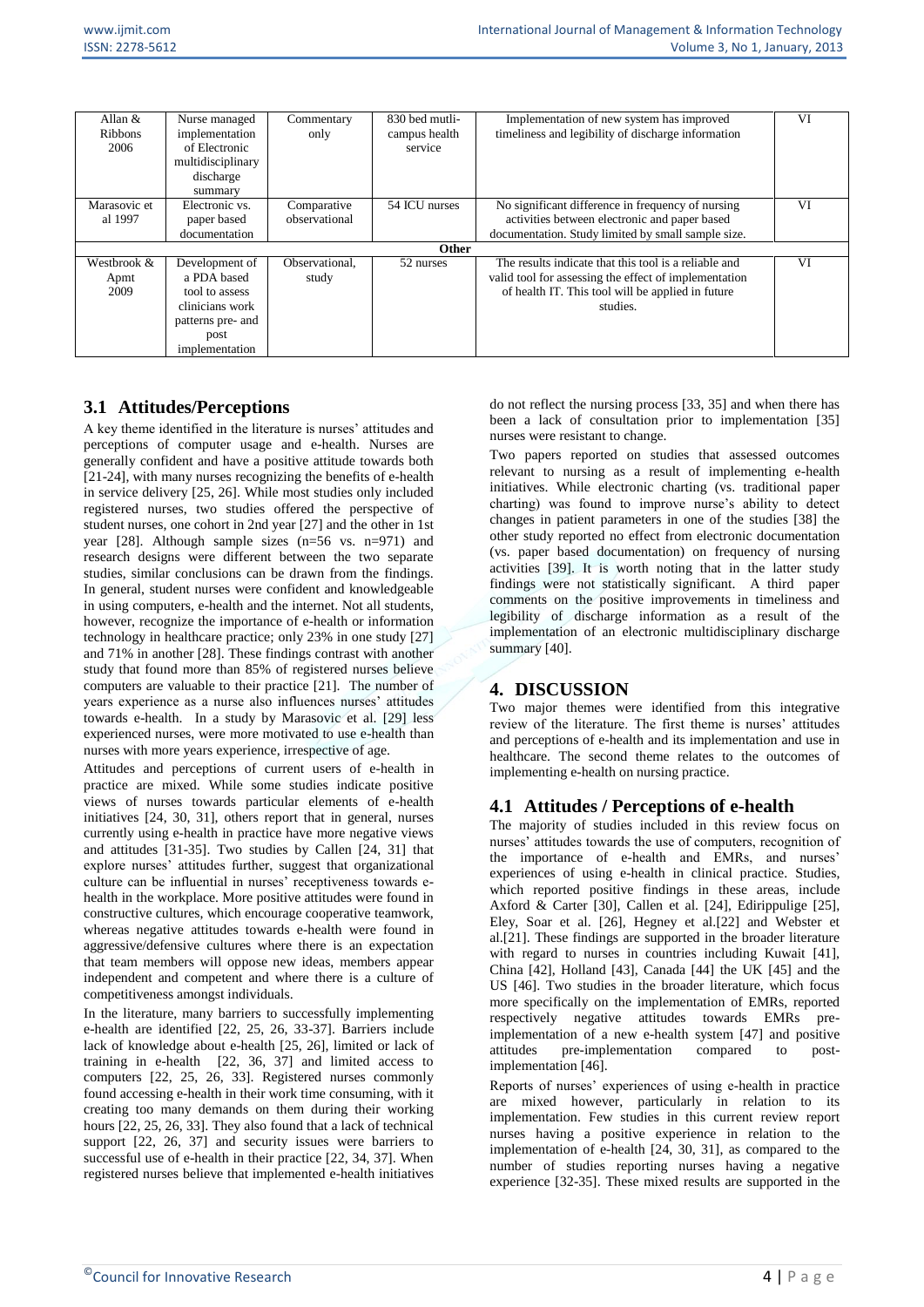| Allan & Ribbons 2006 | Nurse managed implementation of Electronic multidisciplinary discharge summary | Commentary only | 830 bed mutli-campus health service | Implementation of new system has improved timeliness and legibility of discharge information | VI |
|---|---|---|---|---|---|
| Marasovic et al 1997 | Electronic vs. paper based documentation | Comparative observational | 54 ICU nurses | No significant difference in frequency of nursing activities between electronic and paper based documentation. Study limited by small sample size. | VI |
| **Other** | | | | | |
| Westbrook & Apmt 2009 | Development of a PDA based tool to assess clinicians work patterns pre- and post implementation | Observational, study | 52 nurses | The results indicate that this tool is a reliable and valid tool for assessing the effect of implementation of health IT. This tool will be applied in future studies. | VI |

## 3.1 Attitudes/Perceptions

A key theme identified in the literature is nurses' attitudes and perceptions of computer usage and e-health. Nurses are generally confident and have a positive attitude towards both [21-24], with many nurses recognizing the benefits of e-health in service delivery [25, 26]. While most studies only included registered nurses, two studies offered the perspective of student nurses, one cohort in 2nd year [27] and the other in 1st year [28]. Although sample sizes (n=56 vs. n=971) and research designs were different between the two separate studies, similar conclusions can be drawn from the findings. In general, student nurses were confident and knowledgeable in using computers, e-health and the internet. Not all students, however, recognize the importance of e-health or information technology in healthcare practice; only 23% in one study [27] and 71% in another [28]. These findings contrast with another study that found more than 85% of registered nurses believe computers are valuable to their practice [21]. The number of years experience as a nurse also influences nurses' attitudes towards e-health. In a study by Marasovic et al. [29] less experienced nurses, were more motivated to use e-health than nurses with more years experience, irrespective of age.

Attitudes and perceptions of current users of e-health in practice are mixed. While some studies indicate positive views of nurses towards particular elements of e-health initiatives [24, 30, 31], others report that in general, nurses currently using e-health in practice have more negative views and attitudes [31-35]. Two studies by Callen [24, 31] that explore nurses' attitudes further, suggest that organizational culture can be influential in nurses' receptiveness towards e-health in the workplace. More positive attitudes were found in constructive cultures, which encourage cooperative teamwork, whereas negative attitudes towards e-health were found in aggressive/defensive cultures where there is an expectation that team members will oppose new ideas, members appear independent and competent and where there is a culture of competitiveness amongst individuals.

In the literature, many barriers to successfully implementing e-health are identified [22, 25, 26, 33-37]. Barriers include lack of knowledge about e-health [25, 26], limited or lack of training in e-health [22, 36, 37] and limited access to computers [22, 25, 26, 33]. Registered nurses commonly found accessing e-health in their work time consuming, with it creating too many demands on them during their working hours [22, 25, 26, 33]. They also found that a lack of technical support [22, 26, 37] and security issues were barriers to successful use of e-health in their practice [22, 34, 37]. When registered nurses believe that implemented e-health initiatives do not reflect the nursing process [33, 35] and when there has been a lack of consultation prior to implementation [35] nurses were resistant to change.

Two papers reported on studies that assessed outcomes relevant to nursing as a result of implementing e-health initiatives. While electronic charting (vs. traditional paper charting) was found to improve nurse's ability to detect changes in patient parameters in one of the studies [38] the other study reported no effect from electronic documentation (vs. paper based documentation) on frequency of nursing activities [39]. It is worth noting that in the latter study findings were not statistically significant. A third paper comments on the positive improvements in timeliness and legibility of discharge information as a result of the implementation of an electronic multidisciplinary discharge summary [40].

# 4. DISCUSSION

Two major themes were identified from this integrative review of the literature. The first theme is nurses' attitudes and perceptions of e-health and its implementation and use in healthcare. The second theme relates to the outcomes of implementing e-health on nursing practice.

## 4.1 Attitudes / Perceptions of e-health

The majority of studies included in this review focus on nurses' attitudes towards the use of computers, recognition of the importance of e-health and EMRs, and nurses' experiences of using e-health in clinical practice. Studies, which reported positive findings in these areas, include Axford & Carter [30], Callen et al. [24], Edirippulige [25], Eley, Soar et al. [26], Hegney et al.[22] and Webster et al.[21]. These findings are supported in the broader literature with regard to nurses in countries including Kuwait [41], China [42], Holland [43], Canada [44] the UK [45] and the US [46]. Two studies in the broader literature, which focus more specifically on the implementation of EMRs, reported respectively negative attitudes towards EMRs pre-implementation of a new e-health system [47] and positive attitudes pre-implementation compared to post-implementation [46].

Reports of nurses' experiences of using e-health in practice are mixed however, particularly in relation to its implementation. Few studies in this current review report nurses having a positive experience in relation to the implementation of e-health [24, 30, 31], as compared to the number of studies reporting nurses having a negative experience [32-35]. These mixed results are supported in the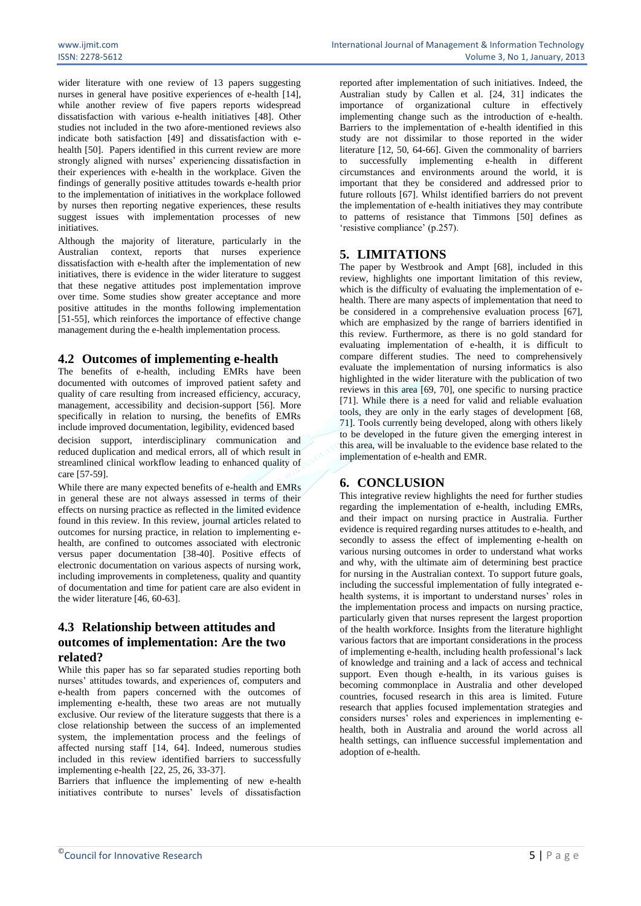wider literature with one review of 13 papers suggesting nurses in general have positive experiences of e-health [14], while another review of five papers reports widespread dissatisfaction with various e-health initiatives [48]. Other studies not included in the two afore-mentioned reviews also indicate both satisfaction [49] and dissatisfaction with e-health [50]. Papers identified in this current review are more strongly aligned with nurses' experiencing dissatisfaction in their experiences with e-health in the workplace. Given the findings of generally positive attitudes towards e-health prior to the implementation of initiatives in the workplace followed by nurses then reporting negative experiences, these results suggest issues with implementation processes of new initiatives.

Although the majority of literature, particularly in the Australian context, reports that nurses experience dissatisfaction with e-health after the implementation of new initiatives, there is evidence in the wider literature to suggest that these negative attitudes post implementation improve over time. Some studies show greater acceptance and more positive attitudes in the months following implementation [51-55], which reinforces the importance of effective change management during the e-health implementation process.

## 4.2 Outcomes of implementing e-health

The benefits of e-health, including EMRs have been documented with outcomes of improved patient safety and quality of care resulting from increased efficiency, accuracy, management, accessibility and decision-support [56]. More specifically in relation to nursing, the benefits of EMRs include improved documentation, legibility, evidenced based decision support, interdisciplinary communication and reduced duplication and medical errors, all of which result in streamlined clinical workflow leading to enhanced quality of care [57-59].

While there are many expected benefits of e-health and EMRs in general these are not always assessed in terms of their effects on nursing practice as reflected in the limited evidence found in this review. In this review, journal articles related to outcomes for nursing practice, in relation to implementing e-health, are confined to outcomes associated with electronic versus paper documentation [38-40]. Positive effects of electronic documentation on various aspects of nursing work, including improvements in completeness, quality and quantity of documentation and time for patient care are also evident in the wider literature [46, 60-63].

## 4.3 Relationship between attitudes and outcomes of implementation: Are the two related?

While this paper has so far separated studies reporting both nurses' attitudes towards, and experiences of, computers and e-health from papers concerned with the outcomes of implementing e-health, these two areas are not mutually exclusive. Our review of the literature suggests that there is a close relationship between the success of an implemented system, the implementation process and the feelings of affected nursing staff [14, 64]. Indeed, numerous studies included in this review identified barriers to successfully implementing e-health [22, 25, 26, 33-37].

Barriers that influence the implementing of new e-health initiatives contribute to nurses' levels of dissatisfaction reported after implementation of such initiatives. Indeed, the Australian study by Callen et al. [24, 31] indicates the importance of organizational culture in effectively implementing change such as the introduction of e-health. Barriers to the implementation of e-health identified in this study are not dissimilar to those reported in the wider literature [12, 50, 64-66]. Given the commonality of barriers to successfully implementing e-health in different circumstances and environments around the world, it is important that they be considered and addressed prior to future rollouts [67]. Whilst identified barriers do not prevent the implementation of e-health initiatives they may contribute to patterns of resistance that Timmons [50] defines as 'resistive compliance' (p.257).

# 5. LIMITATIONS

The paper by Westbrook and Ampt [68], included in this review, highlights one important limitation of this review, which is the difficulty of evaluating the implementation of e-health. There are many aspects of implementation that need to be considered in a comprehensive evaluation process [67], which are emphasized by the range of barriers identified in this review. Furthermore, as there is no gold standard for evaluating implementation of e-health, it is difficult to compare different studies. The need to comprehensively evaluate the implementation of nursing informatics is also highlighted in the wider literature with the publication of two reviews in this area [69, 70], one specific to nursing practice [71]. While there is a need for valid and reliable evaluation tools, they are only in the early stages of development [68, 71]. Tools currently being developed, along with others likely to be developed in the future given the emerging interest in this area, will be invaluable to the evidence base related to the implementation of e-health and EMR.

# 6. CONCLUSION

This integrative review highlights the need for further studies regarding the implementation of e-health, including EMRs, and their impact on nursing practice in Australia. Further evidence is required regarding nurses attitudes to e-health, and secondly to assess the effect of implementing e-health on various nursing outcomes in order to understand what works and why, with the ultimate aim of determining best practice for nursing in the Australian context. To support future goals, including the successful implementation of fully integrated e-health systems, it is important to understand nurses' roles in the implementation process and impacts on nursing practice, particularly given that nurses represent the largest proportion of the health workforce. Insights from the literature highlight various factors that are important considerations in the process of implementing e-health, including health professional's lack of knowledge and training and a lack of access and technical support. Even though e-health, in its various guises is becoming commonplace in Australia and other developed countries, focused research in this area is limited. Future research that applies focused implementation strategies and considers nurses' roles and experiences in implementing e-health, both in Australia and around the world across all health settings, can influence successful implementation and adoption of e-health.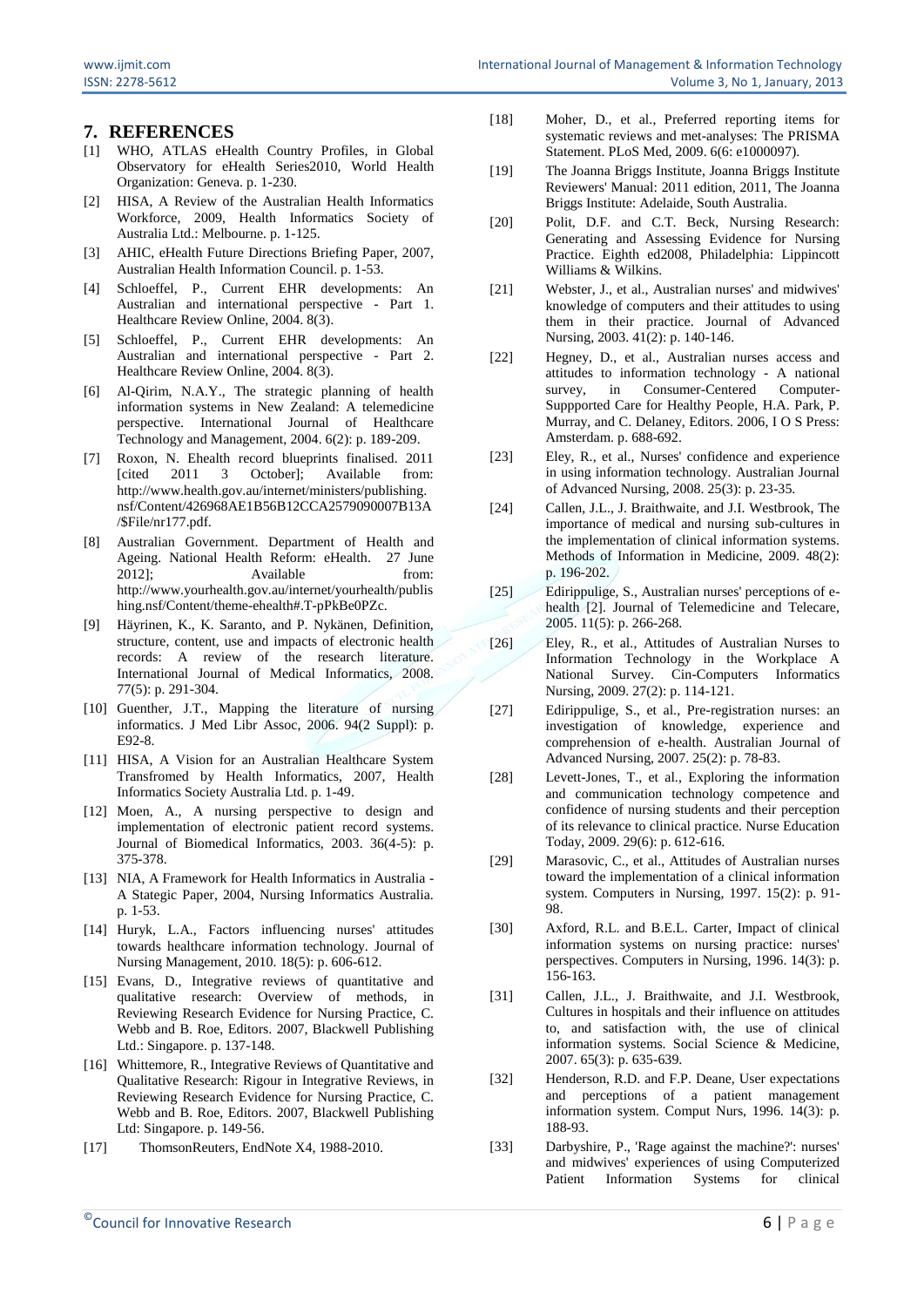## 7. REFERENCES

[1] WHO, ATLAS eHealth Country Profiles, in Global Observatory for eHealth Series2010, World Health Organization: Geneva. p. 1-230.

[2] HISA, A Review of the Australian Health Informatics Workforce, 2009, Health Informatics Society of Australia Ltd.: Melbourne. p. 1-125.

[3] AHIC, eHealth Future Directions Briefing Paper, 2007, Australian Health Information Council. p. 1-53.

[4] Schloeffel, P., Current EHR developments: An Australian and international perspective - Part 1. Healthcare Review Online, 2004. 8(3).

[5] Schloeffel, P., Current EHR developments: An Australian and international perspective - Part 2. Healthcare Review Online, 2004. 8(3).

[6] Al-Qirim, N.A.Y., The strategic planning of health information systems in New Zealand: A telemedicine perspective. International Journal of Healthcare Technology and Management, 2004. 6(2): p. 189-209.

[7] Roxon, N. Ehealth record blueprints finalised. 2011 [cited 2011 3 October]; Available from: http://www.health.gov.au/internet/ministers/publishing.nsf/Content/426968AE1B56B12CCA2579090007B13A/$File/nr177.pdf.

[8] Australian Government. Department of Health and Ageing. National Health Reform: eHealth. 27 June 2012]; Available from: http://www.yourhealth.gov.au/internet/yourhealth/publishing.nsf/Content/theme-ehealth#.T-pPkBe0PZc.

[9] Häyrinen, K., K. Saranto, and P. Nykänen, Definition, structure, content, use and impacts of electronic health records: A review of the research literature. International Journal of Medical Informatics, 2008. 77(5): p. 291-304.

[10] Guenther, J.T., Mapping the literature of nursing informatics. J Med Libr Assoc, 2006. 94(2 Suppl): p. E92-8.

[11] HISA, A Vision for an Australian Healthcare System Transfromed by Health Informatics, 2007, Health Informatics Society Australia Ltd. p. 1-49.

[12] Moen, A., A nursing perspective to design and implementation of electronic patient record systems. Journal of Biomedical Informatics, 2003. 36(4-5): p. 375-378.

[13] NIA, A Framework for Health Informatics in Australia - A Stategic Paper, 2004, Nursing Informatics Australia. p. 1-53.

[14] Huryk, L.A., Factors influencing nurses' attitudes towards healthcare information technology. Journal of Nursing Management, 2010. 18(5): p. 606-612.

[15] Evans, D., Integrative reviews of quantitative and qualitative research: Overview of methods, in Reviewing Research Evidence for Nursing Practice, C. Webb and B. Roe, Editors. 2007, Blackwell Publishing Ltd.: Singapore. p. 137-148.

[16] Whittemore, R., Integrative Reviews of Quantitative and Qualitative Research: Rigour in Integrative Reviews, in Reviewing Research Evidence for Nursing Practice, C. Webb and B. Roe, Editors. 2007, Blackwell Publishing Ltd: Singapore. p. 149-56.

[17] ThomsonReuters, EndNote X4, 1988-2010.

[18] Moher, D., et al., Preferred reporting items for systematic reviews and met-analyses: The PRISMA Statement. PLoS Med, 2009. 6(6: e1000097).

[19] The Joanna Briggs Institute, Joanna Briggs Institute Reviewers' Manual: 2011 edition, 2011, The Joanna Briggs Institute: Adelaide, South Australia.

[20] Polit, D.F. and C.T. Beck, Nursing Research: Generating and Assessing Evidence for Nursing Practice. Eighth ed2008, Philadelphia: Lippincott Williams & Wilkins.

[21] Webster, J., et al., Australian nurses' and midwives' knowledge of computers and their attitudes to using them in their practice. Journal of Advanced Nursing, 2003. 41(2): p. 140-146.

[22] Hegney, D., et al., Australian nurses access and attitudes to information technology - A national survey, in Consumer-Centered Computer-Suppported Care for Healthy People, H.A. Park, P. Murray, and C. Delaney, Editors. 2006, I O S Press: Amsterdam. p. 688-692.

[23] Eley, R., et al., Nurses' confidence and experience in using information technology. Australian Journal of Advanced Nursing, 2008. 25(3): p. 23-35.

[24] Callen, J.L., J. Braithwaite, and J.I. Westbrook, The importance of medical and nursing sub-cultures in the implementation of clinical information systems. Methods of Information in Medicine, 2009. 48(2): p. 196-202.

[25] Edirippulige, S., Australian nurses' perceptions of e-health [2]. Journal of Telemedicine and Telecare, 2005. 11(5): p. 266-268.

[26] Eley, R., et al., Attitudes of Australian Nurses to Information Technology in the Workplace A National Survey. Cin-Computers Informatics Nursing, 2009. 27(2): p. 114-121.

[27] Edirippulige, S., et al., Pre-registration nurses: an investigation of knowledge, experience and comprehension of e-health. Australian Journal of Advanced Nursing, 2007. 25(2): p. 78-83.

[28] Levett-Jones, T., et al., Exploring the information and communication technology competence and confidence of nursing students and their perception of its relevance to clinical practice. Nurse Education Today, 2009. 29(6): p. 612-616.

[29] Marasovic, C., et al., Attitudes of Australian nurses toward the implementation of a clinical information system. Computers in Nursing, 1997. 15(2): p. 91-98.

[30] Axford, R.L. and B.E.L. Carter, Impact of clinical information systems on nursing practice: nurses' perspectives. Computers in Nursing, 1996. 14(3): p. 156-163.

[31] Callen, J.L., J. Braithwaite, and J.I. Westbrook, Cultures in hospitals and their influence on attitudes to, and satisfaction with, the use of clinical information systems. Social Science & Medicine, 2007. 65(3): p. 635-639.

[32] Henderson, R.D. and F.P. Deane, User expectations and perceptions of a patient management information system. Comput Nurs, 1996. 14(3): p. 188-93.

[33] Darbyshire, P., 'Rage against the machine?': nurses' and midwives' experiences of using Computerized Patient Information Systems for clinical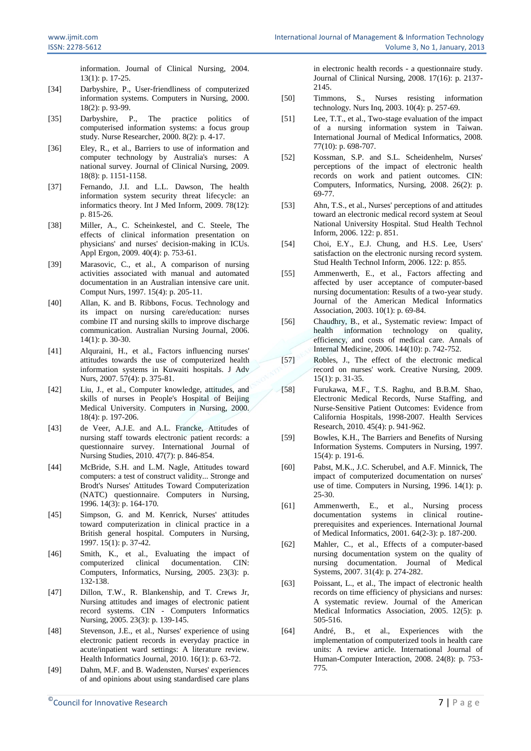information. Journal of Clinical Nursing, 2004. 13(1): p. 17-25.

[34] Darbyshire, P., User-friendliness of computerized information systems. Computers in Nursing, 2000. 18(2): p. 93-99.

[35] Darbyshire, P., The practice politics of computerised information systems: a focus group study. Nurse Researcher, 2000. 8(2): p. 4-17.

[36] Eley, R., et al., Barriers to use of information and computer technology by Australia's nurses: A national survey. Journal of Clinical Nursing, 2009. 18(8): p. 1151-1158.

[37] Fernando, J.I. and L.L. Dawson, The health information system security threat lifecycle: an informatics theory. Int J Med Inform, 2009. 78(12): p. 815-26.

[38] Miller, A., C. Scheinkestel, and C. Steele, The effects of clinical information presentation on physicians' and nurses' decision-making in ICUs. Appl Ergon, 2009. 40(4): p. 753-61.

[39] Marasovic, C., et al., A comparison of nursing activities associated with manual and automated documentation in an Australian intensive care unit. Comput Nurs, 1997. 15(4): p. 205-11.

[40] Allan, K. and B. Ribbons, Focus. Technology and its impact on nursing care/education: nurses combine IT and nursing skills to improve discharge communication. Australian Nursing Journal, 2006. 14(1): p. 30-30.

[41] Alquraini, H., et al., Factors influencing nurses' attitudes towards the use of computerized health information systems in Kuwaiti hospitals. J Adv Nurs, 2007. 57(4): p. 375-81.

[42] Liu, J., et al., Computer knowledge, attitudes, and skills of nurses in People's Hospital of Beijing Medical University. Computers in Nursing, 2000. 18(4): p. 197-206.

[43] de Veer, A.J.E. and A.L. Francke, Attitudes of nursing staff towards electronic patient records: a questionnaire survey. International Journal of Nursing Studies, 2010. 47(7): p. 846-854.

[44] McBride, S.H. and L.M. Nagle, Attitudes toward computers: a test of construct validity... Stronge and Brodt's Nurses' Attitudes Toward Computerization (NATC) questionnaire. Computers in Nursing, 1996. 14(3): p. 164-170.

[45] Simpson, G. and M. Kenrick, Nurses' attitudes toward computerization in clinical practice in a British general hospital. Computers in Nursing, 1997. 15(1): p. 37-42.

[46] Smith, K., et al., Evaluating the impact of computerized clinical documentation. CIN: Computers, Informatics, Nursing, 2005. 23(3): p. 132-138.

[47] Dillon, T.W., R. Blankenship, and T. Crews Jr, Nursing attitudes and images of electronic patient record systems. CIN - Computers Informatics Nursing, 2005. 23(3): p. 139-145.

[48] Stevenson, J.E., et al., Nurses' experience of using electronic patient records in everyday practice in acute/inpatient ward settings: A literature review. Health Informatics Journal, 2010. 16(1): p. 63-72.

[49] Dahm, M.F. and B. Wadensten, Nurses' experiences of and opinions about using standardised care plans in electronic health records - a questionnaire study. Journal of Clinical Nursing, 2008. 17(16): p. 2137-2145.

[50] Timmons, S., Nurses resisting information technology. Nurs Inq, 2003. 10(4): p. 257-69.

[51] Lee, T.T., et al., Two-stage evaluation of the impact of a nursing information system in Taiwan. International Journal of Medical Informatics, 2008. 77(10): p. 698-707.

[52] Kossman, S.P. and S.L. Scheidenhelm, Nurses' perceptions of the impact of electronic health records on work and patient outcomes. CIN: Computers, Informatics, Nursing, 2008. 26(2): p. 69-77.

[53] Ahn, T.S., et al., Nurses' perceptions of and attitudes toward an electronic medical record system at Seoul National University Hospital. Stud Health Technol Inform, 2006. 122: p. 851.

[54] Choi, E.Y., E.J. Chung, and H.S. Lee, Users' satisfaction on the electronic nursing record system. Stud Health Technol Inform, 2006. 122: p. 855.

[55] Ammenwerth, E., et al., Factors affecting and affected by user acceptance of computer-based nursing documentation: Results of a two-year study. Journal of the American Medical Informatics Association, 2003. 10(1): p. 69-84.

[56] Chaudhry, B., et al., Systematic review: Impact of health information technology on quality, efficiency, and costs of medical care. Annals of Internal Medicine, 2006. 144(10): p. 742-752.

[57] Robles, J., The effect of the electronic medical record on nurses' work. Creative Nursing, 2009. 15(1): p. 31-35.

[58] Furukawa, M.F., T.S. Raghu, and B.B.M. Shao, Electronic Medical Records, Nurse Staffing, and Nurse-Sensitive Patient Outcomes: Evidence from California Hospitals, 1998-2007. Health Services Research, 2010. 45(4): p. 941-962.

[59] Bowles, K.H., The Barriers and Benefits of Nursing Information Systems. Computers in Nursing, 1997. 15(4): p. 191-6.

[60] Pabst, M.K., J.C. Scherubel, and A.F. Minnick, The impact of computerized documentation on nurses' use of time. Computers in Nursing, 1996. 14(1): p. 25-30.

[61] Ammenwerth, E., et al., Nursing process documentation systems in clinical routine-prerequisites and experiences. International Journal of Medical Informatics, 2001. 64(2-3): p. 187-200.

[62] Mahler, C., et al., Effects of a computer-based nursing documentation system on the quality of nursing documentation. Journal of Medical Systems, 2007. 31(4): p. 274-282.

[63] Poissant, L., et al., The impact of electronic health records on time efficiency of physicians and nurses: A systematic review. Journal of the American Medical Informatics Association, 2005. 12(5): p. 505-516.

[64] André, B., et al., Experiences with the implementation of computerized tools in health care units: A review article. International Journal of Human-Computer Interaction, 2008. 24(8): p. 753-775.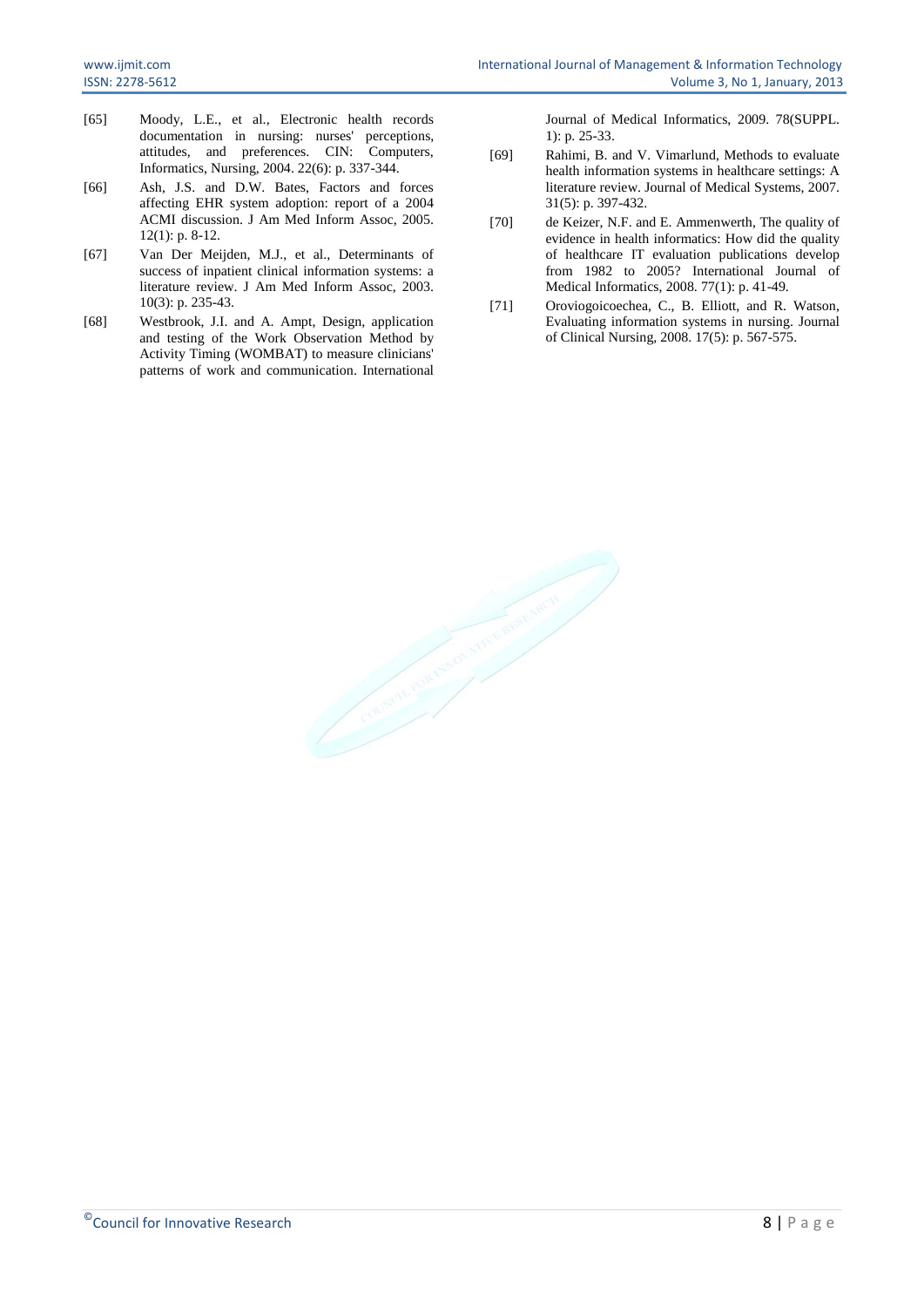[65] Moody, L.E., et al., Electronic health records documentation in nursing: nurses' perceptions, attitudes, and preferences. CIN: Computers, Informatics, Nursing, 2004. 22(6): p. 337-344.

[66] Ash, J.S. and D.W. Bates, Factors and forces affecting EHR system adoption: report of a 2004 ACMI discussion. J Am Med Inform Assoc, 2005. 12(1): p. 8-12.

[67] Van Der Meijden, M.J., et al., Determinants of success of inpatient clinical information systems: a literature review. J Am Med Inform Assoc, 2003. 10(3): p. 235-43.

[68] Westbrook, J.I. and A. Ampt, Design, application and testing of the Work Observation Method by Activity Timing (WOMBAT) to measure clinicians' patterns of work and communication. International Journal of Medical Informatics, 2009. 78(SUPPL. 1): p. 25-33.

[69] Rahimi, B. and V. Vimarlund, Methods to evaluate health information systems in healthcare settings: A literature review. Journal of Medical Systems, 2007. 31(5): p. 397-432.

[70] de Keizer, N.F. and E. Ammenwerth, The quality of evidence in health informatics: How did the quality of healthcare IT evaluation publications develop from 1982 to 2005? International Journal of Medical Informatics, 2008. 77(1): p. 41-49.

[71] Oroviogoicoechea, C., B. Elliott, and R. Watson, Evaluating information systems in nursing. Journal of Clinical Nursing, 2008. 17(5): p. 567-575.